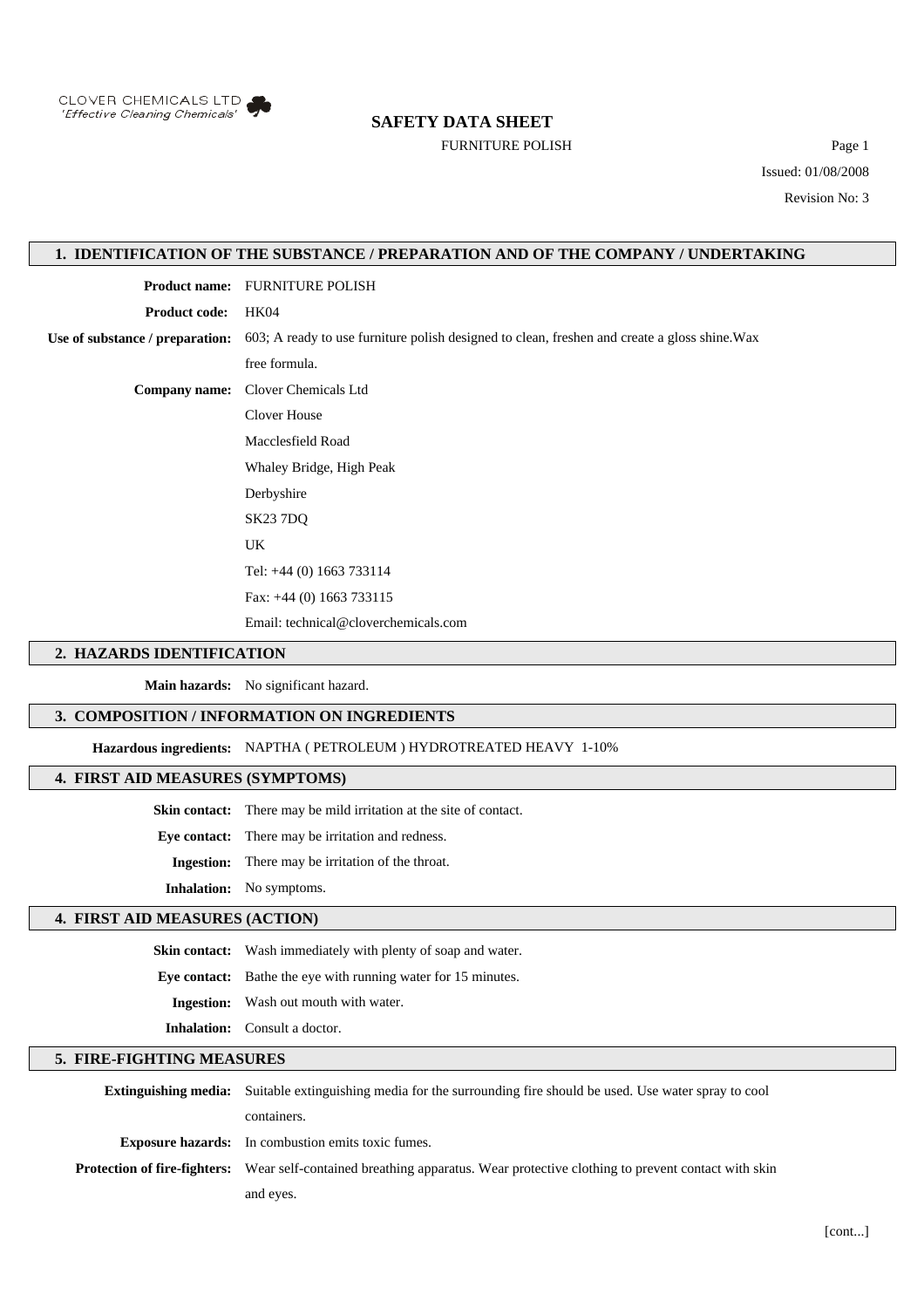CLOVER CHEMICALS LTD
*'Effective Cleaning Chemicals'*

# SAFETY DATA SHEET

FURNITURE POLISH

Issued: 01/08/2008

Revision No: 3

## 1. IDENTIFICATION OF THE SUBSTANCE / PREPARATION AND OF THE COMPANY / UNDERTAKING

**Product name:** FURNITURE POLISH

**Product code:** HK04

**Use of substance / preparation:** 603; A ready to use furniture polish designed to clean, freshen and create a gloss shine.Wax free formula.

**Company name:** Clover Chemicals Ltd
Clover House
Macclesfield Road
Whaley Bridge, High Peak
Derbyshire
SK23 7DQ
UK
Tel: +44 (0) 1663 733114
Fax: +44 (0) 1663 733115
Email: technical@cloverchemicals.com

## 2. HAZARDS IDENTIFICATION

**Main hazards:** No significant hazard.

## 3. COMPOSITION / INFORMATION ON INGREDIENTS

**Hazardous ingredients:** NAPTHA ( PETROLEUM ) HYDROTREATED HEAVY 1-10%

## 4. FIRST AID MEASURES (SYMPTOMS)

**Skin contact:** There may be mild irritation at the site of contact.

**Eye contact:** There may be irritation and redness.

**Ingestion:** There may be irritation of the throat.

**Inhalation:** No symptoms.

## 4. FIRST AID MEASURES (ACTION)

**Skin contact:** Wash immediately with plenty of soap and water.

**Eye contact:** Bathe the eye with running water for 15 minutes.

**Ingestion:** Wash out mouth with water.

**Inhalation:** Consult a doctor.

## 5. FIRE-FIGHTING MEASURES

**Extinguishing media:** Suitable extinguishing media for the surrounding fire should be used. Use water spray to cool containers.

**Exposure hazards:** In combustion emits toxic fumes.

**Protection of fire-fighters:** Wear self-contained breathing apparatus. Wear protective clothing to prevent contact with skin and eyes.

[cont...]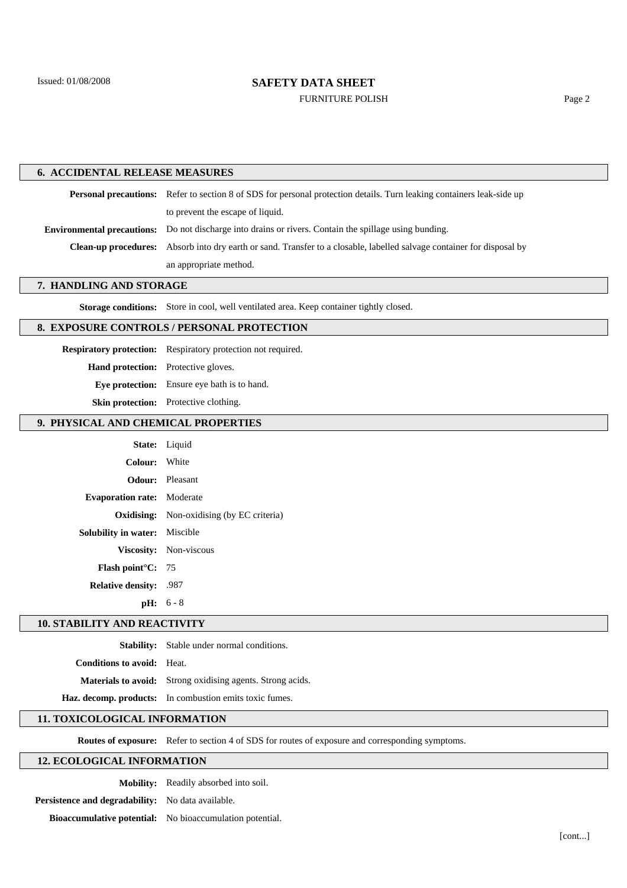## 6. ACCIDENTAL RELEASE MEASURES

**Personal precautions:** Refer to section 8 of SDS for personal protection details. Turn leaking containers leak-side up to prevent the escape of liquid.

**Environmental precautions:** Do not discharge into drains or rivers. Contain the spillage using bunding.

**Clean-up procedures:** Absorb into dry earth or sand. Transfer to a closable, labelled salvage container for disposal by an appropriate method.

## 7. HANDLING AND STORAGE

**Storage conditions:** Store in cool, well ventilated area. Keep container tightly closed.

## 8. EXPOSURE CONTROLS / PERSONAL PROTECTION

**Respiratory protection:** Respiratory protection not required.

**Hand protection:** Protective gloves.

**Eye protection:** Ensure eye bath is to hand.

**Skin protection:** Protective clothing.

## 9. PHYSICAL AND CHEMICAL PROPERTIES

**State:** Liquid

**Colour:** White

**Odour:** Pleasant

**Evaporation rate:** Moderate

**Oxidising:** Non-oxidising (by EC criteria)

**Solubility in water:** Miscible

**Viscosity:** Non-viscous

**Flash point°C:** 75

**Relative density:** .987

**pH:** 6 - 8

## 10. STABILITY AND REACTIVITY

**Stability:** Stable under normal conditions.

**Conditions to avoid:** Heat.

**Materials to avoid:** Strong oxidising agents. Strong acids.

**Haz. decomp. products:** In combustion emits toxic fumes.

## 11. TOXICOLOGICAL INFORMATION

**Routes of exposure:** Refer to section 4 of SDS for routes of exposure and corresponding symptoms.

## 12. ECOLOGICAL INFORMATION

**Mobility:** Readily absorbed into soil.

**Persistence and degradability:** No data available.

**Bioaccumulative potential:** No bioaccumulation potential.

[cont...]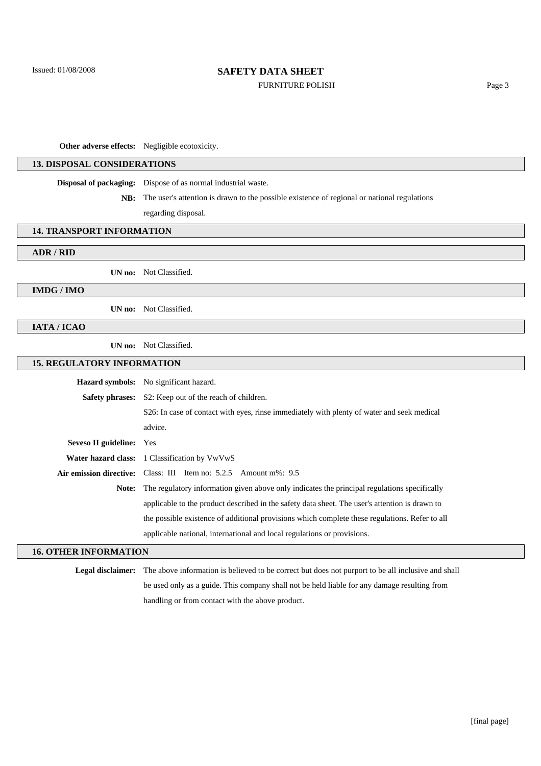**Other adverse effects:** Negligible ecotoxicity.

## 13. DISPOSAL CONSIDERATIONS

**Disposal of packaging:** Dispose of as normal industrial waste.

**NB:** The user's attention is drawn to the possible existence of regional or national regulations regarding disposal.

## 14. TRANSPORT INFORMATION

### ADR / RID

**UN no:** Not Classified.

### IMDG / IMO

**UN no:** Not Classified.

### IATA / ICAO

**UN no:** Not Classified.

## 15. REGULATORY INFORMATION

**Hazard symbols:** No significant hazard.

**Safety phrases:** S2: Keep out of the reach of children.

S26: In case of contact with eyes, rinse immediately with plenty of water and seek medical advice.

**Seveso II guideline:** Yes

**Water hazard class:** 1 Classification by VwVwS

**Air emission directive:** Class: III Item no: 5.2.5 Amount m%: 9.5

**Note:** The regulatory information given above only indicates the principal regulations specifically applicable to the product described in the safety data sheet. The user's attention is drawn to the possible existence of additional provisions which complete these regulations. Refer to all applicable national, international and local regulations or provisions.

## 16. OTHER INFORMATION

**Legal disclaimer:** The above information is believed to be correct but does not purport to be all inclusive and shall be used only as a guide. This company shall not be held liable for any damage resulting from handling or from contact with the above product.

[final page]